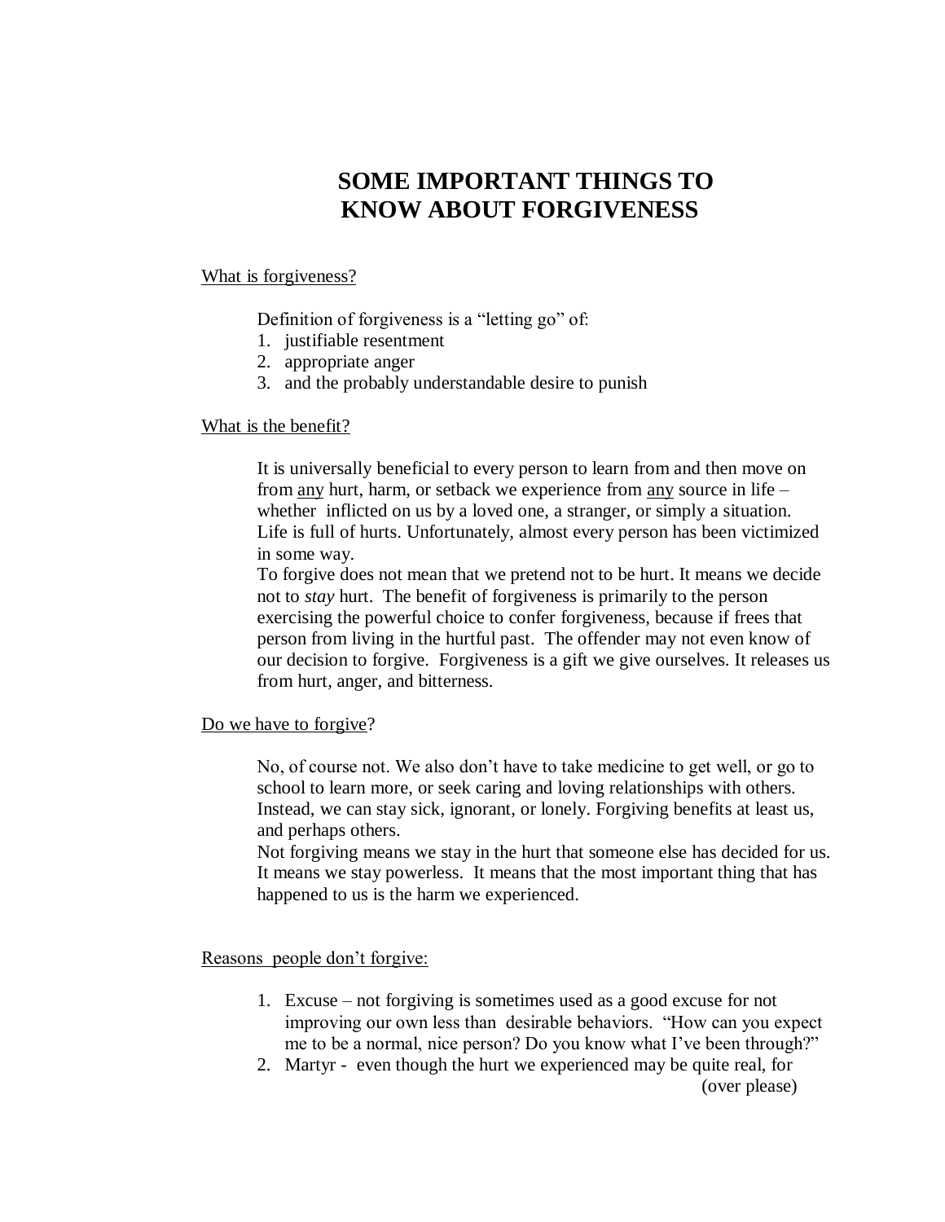# SOME IMPORTANT THINGS TO KNOW ABOUT FORGIVENESS

<u>What is forgiveness?</u>

Definition of forgiveness is a "letting go" of:

1. justifiable resentment
2. appropriate anger
3. and the probably understandable desire to punish

<u>What is the benefit?</u>

It is universally beneficial to every person to learn from and then move on from <u>any</u> hurt, harm, or setback we experience from <u>any</u> source in life – whether inflicted on us by a loved one, a stranger, or simply a situation. Life is full of hurts. Unfortunately, almost every person has been victimized in some way.

To forgive does not mean that we pretend not to be hurt. It means we decide not to *stay* hurt. The benefit of forgiveness is primarily to the person exercising the powerful choice to confer forgiveness, because if frees that person from living in the hurtful past. The offender may not even know of our decision to forgive. Forgiveness is a gift we give ourselves. It releases us from hurt, anger, and bitterness.

<u>Do we have to forgive</u>?

No, of course not. We also don't have to take medicine to get well, or go to school to learn more, or seek caring and loving relationships with others. Instead, we can stay sick, ignorant, or lonely. Forgiving benefits at least us, and perhaps others.

Not forgiving means we stay in the hurt that someone else has decided for us. It means we stay powerless. It means that the most important thing that has happened to us is the harm we experienced.

<u>Reasons people don't forgive:</u>

1. Excuse – not forgiving is sometimes used as a good excuse for not improving our own less than desirable behaviors. "How can you expect me to be a normal, nice person? Do you know what I've been through?"
2. Martyr - even though the hurt we experienced may be quite real, for

(over please)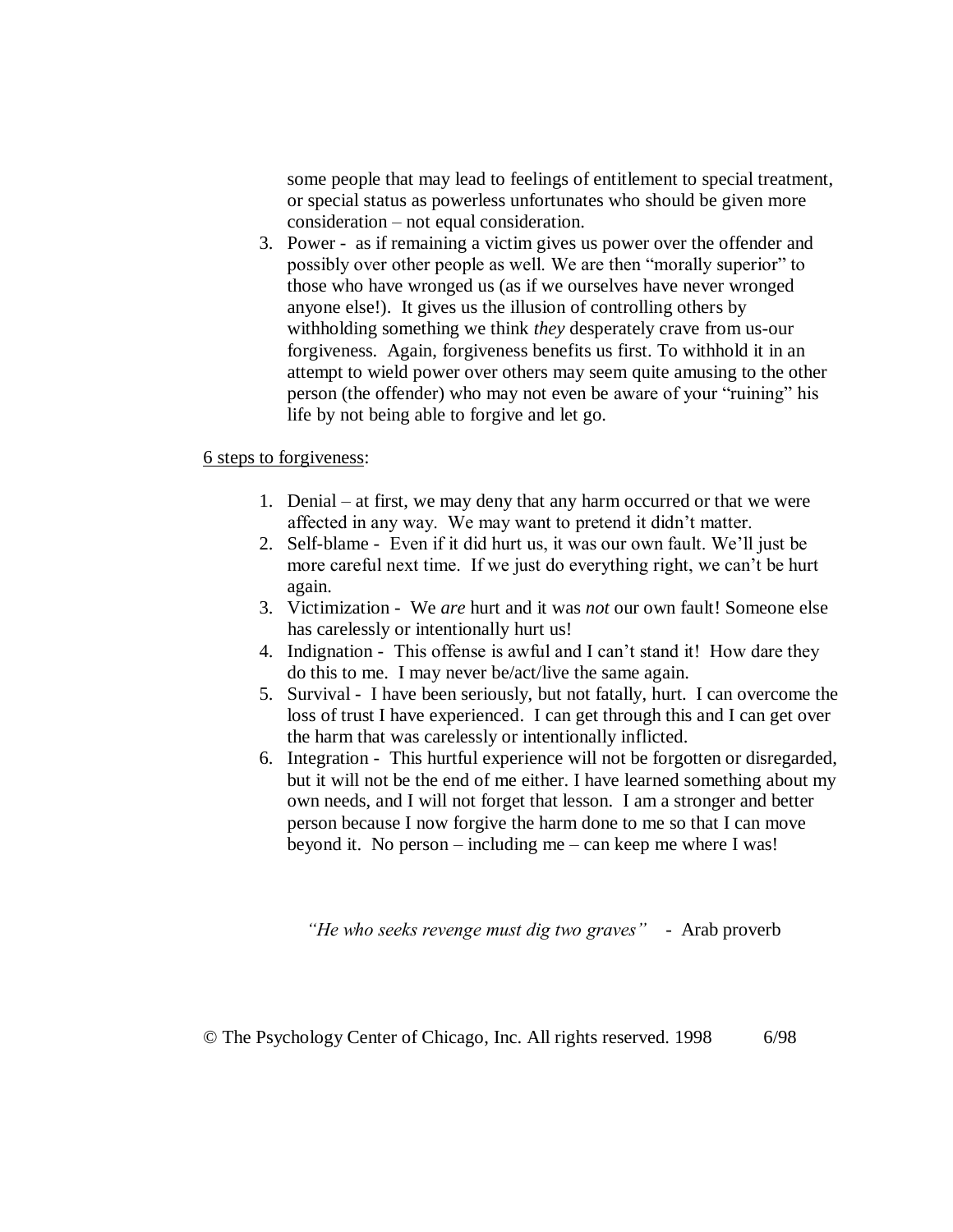some people that may lead to feelings of entitlement to special treatment, or special status as powerless unfortunates who should be given more consideration – not equal consideration.

3. Power - as if remaining a victim gives us power over the offender and possibly over other people as well. We are then "morally superior" to those who have wronged us (as if we ourselves have never wronged anyone else!). It gives us the illusion of controlling others by withholding something we think *they* desperately crave from us-our forgiveness. Again, forgiveness benefits us first. To withhold it in an attempt to wield power over others may seem quite amusing to the other person (the offender) who may not even be aware of your "ruining" his life by not being able to forgive and let go.

<u>6 steps to forgiveness</u>:

1. Denial – at first, we may deny that any harm occurred or that we were affected in any way. We may want to pretend it didn't matter.
2. Self-blame - Even if it did hurt us, it was our own fault. We'll just be more careful next time. If we just do everything right, we can't be hurt again.
3. Victimization - We *are* hurt and it was *not* our own fault! Someone else has carelessly or intentionally hurt us!
4. Indignation - This offense is awful and I can't stand it! How dare they do this to me. I may never be/act/live the same again.
5. Survival - I have been seriously, but not fatally, hurt. I can overcome the loss of trust I have experienced. I can get through this and I can get over the harm that was carelessly or intentionally inflicted.
6. Integration - This hurtful experience will not be forgotten or disregarded, but it will not be the end of me either. I have learned something about my own needs, and I will not forget that lesson. I am a stronger and better person because I now forgive the harm done to me so that I can move beyond it. No person – including me – can keep me where I was!

*"He who seeks revenge must dig two graves"* - Arab proverb

© The Psychology Center of Chicago, Inc. All rights reserved. 1998 6/98